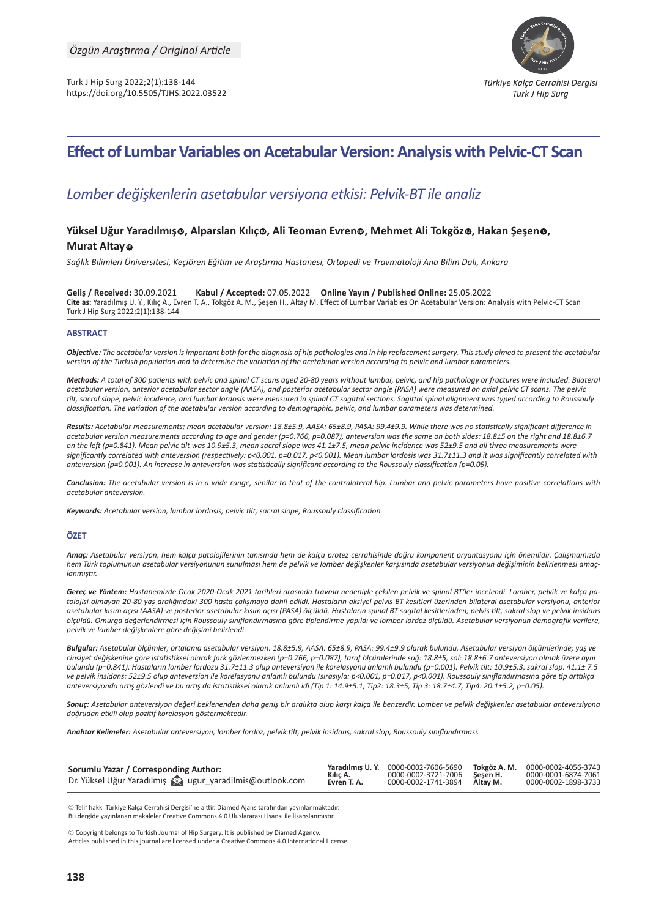*Özgün Araştırma / Original Article*

Turk J Hip Surg 2022;2(1):138-144
https://doi.org/10.5505/TJHS.2022.03522

*Türkiye Kalça Cerrahisi Dergisi*
*Turk J Hip Surg*

# Effect of Lumbar Variables on Acetabular Version: Analysis with Pelvic-CT Scan

## *Lomber değişkenlerin asetabular versiyona etkisi: Pelvik-BT ile analiz*

**Yüksel Uğur Yaradılmış, Alparslan Kılıç, Ali Teoman Evren, Mehmet Ali Tokgöz, Hakan Şeşen, Murat Altay**

*Sağlık Bilimleri Üniversitesi, Keçiören Eğitim ve Araştırma Hastanesi, Ortopedi ve Travmatoloji Ana Bilim Dalı, Ankara*

**Geliş / Received:** 30.09.2021 **Kabul / Accepted:** 07.05.2022 **Online Yayın / Published Online:** 25.05.2022
**Cite as:** Yaradılmış U. Y., Kılıç A., Evren T. A., Tokgöz A. M., Şeşen H., Altay M. Effect of Lumbar Variables On Acetabular Version: Analysis with Pelvic-CT Scan Turk J Hip Surg 2022;2(1):138-144

### ABSTRACT

***Objective:*** *The acetabular version is important both for the diagnosis of hip pathologies and in hip replacement surgery. This study aimed to present the acetabular version of the Turkish population and to determine the variation of the acetabular version according to pelvic and lumbar parameters.*

***Methods:*** *A total of 300 patients with pelvic and spinal CT scans aged 20-80 years without lumbar, pelvic, and hip pathology or fractures were included. Bilateral acetabular version, anterior acetabular sector angle (AASA), and posterior acetabular sector angle (PASA) were measured on axial pelvic CT scans. The pelvic tilt, sacral slope, pelvic incidence, and lumbar lordosis were measured in spinal CT sagittal sections. Sagittal spinal alignment was typed according to Roussouly classification. The variation of the acetabular version according to demographic, pelvic, and lumbar parameters was determined.*

***Results:*** *Acetabular measurements; mean acetabular version: 18.8±5.9, AASA: 65±8.9, PASA: 99.4±9.9. While there was no statistically significant difference in acetabular version measurements according to age and gender (p=0.766, p=0.087), anteversion was the same on both sides: 18.8±5 on the right and 18.8±6.7 on the left (p=0.841). Mean pelvic tilt was 10.9±5.3, mean sacral slope was 41.1±7.5, mean pelvic incidence was 52±9.5 and all three measurements were significantly correlated with anteversion (respectively: p<0.001, p=0.017, p<0.001). Mean lumbar lordosis was 31.7±11.3 and it was significantly correlated with anteversion (p=0.001). An increase in anteversion was statistically significant according to the Roussouly classification (p=0.05).*

***Conclusion:*** *The acetabular version is in a wide range, similar to that of the contralateral hip. Lumbar and pelvic parameters have positive correlations with acetabular anteversion.*

***Keywords:*** *Acetabular version, lumbar lordosis, pelvic tilt, sacral slope, Roussouly classification*

### ÖZET

***Amaç:*** *Asetabular versiyon, hem kalça patolojilerinin tanısında hem de kalça protez cerrahisinde doğru komponent oryantasyonu için önemlidir. Çalışmamızda hem Türk toplumunun asetabular versiyonunun sunulması hem de pelvik ve lomber değişkenler karşısında asetabular versiyonun değişiminin belirlenmesi amaçlanmıştır.*

***Gereç ve Yöntem:*** *Hastanemizde Ocak 2020-Ocak 2021 tarihleri arasında travma nedeniyle çekilen pelvik ve spinal BT'ler incelendi. Lomber, pelvik ve kalça patolojisi olmayan 20-80 yaş aralığındaki 300 hasta çalışmaya dahil edildi. Hastaların aksiyel pelvis BT kesitleri üzerinden bilateral asetabular versiyonu, anterior asetabular kısım açısı (AASA) ve posterior asetabular kısım açısı (PASA) ölçüldü. Hastaların spinal BT sagital kesitlerinden; pelvis tilt, sakral slop ve pelvik insidans ölçüldü. Omurga değerlendirmesi için Roussouly sınıflandırmasına göre tiplendirme yapıldı ve lomber lordoz ölçüldü. Asetabular versiyonun demografik verilere, pelvik ve lomber değişkenlere göre değişimi belirlendi.*

***Bulgular:*** *Asetabular ölçümler; ortalama asetabular versiyon: 18.8±5.9, AASA: 65±8.9, PASA: 99.4±9.9 olarak bulundu. Asetabular versiyon ölçümlerinde; yaş ve cinsiyet değişkenine göre istatistiksel olarak fark gözlenmezken (p=0.766, p=0.087), taraf ölçümlerinde sağ: 18.8±5, sol: 18.8±6.7 anteversiyon olmak üzere aynı bulundu (p=0.841). Hastaların lomber lordozu 31.7±11.3 olup anteversiyon ile korelasyonu anlamlı bulundu (p=0.001). Pelvik tilt: 10.9±5.3, sakral slop: 41.1± 7.5 ve pelvik insidans: 52±9.5 olup anteversion ile korelasyonu anlamlı bulundu (sırasıyla: p<0.001, p=0.017, p<0.001). Roussouly sınıflandırmasına göre tip arttıkça anteversiyonda artış gözlendi ve bu artış da istatistiksel olarak anlamlı idi (Tip 1: 14.9±5.1, Tip2: 18.3±5, Tip 3: 18.7±4.7, Tip4: 20.1±5.2, p=0.05).*

***Sonuç:*** *Asetabular anteversiyon değeri beklenenden daha geniş bir aralıkta olup karşı kalça ile benzerdir. Lomber ve pelvik değişkenler asetabular anteversiyona doğrudan etkili olup pozitif korelasyon göstermektedir.*

***Anahtar Kelimeler:*** *Asetabular anteversiyon, lomber lordoz, pelvik tilt, pelvik insidans, sakral slop, Roussouly sınıflandırması*

**Sorumlu Yazar / Corresponding Author:**
Dr. Yüksel Uğur Yaradılmış ugur_yaradilmis@outlook.com

| | | | |
|---|---|---|---|
| **Yaradılmış U. Y.** | 0000-0002-7606-5690 | **Tokgöz A. M.** | 0000-0002-4056-3743 |
| **Kılıç A.** | 0000-0002-3721-7006 | **Şeşen H.** | 0000-0001-6874-7061 |
| **Evren T. A.** | 0000-0002-1741-3894 | **Altay M.** | 0000-0002-1898-3733 |

© Telif hakkı Türkiye Kalça Cerrahisi Dergisi'ne aittir. Diamed Ajans tarafından yayınlanmaktadır.
Bu dergide yayınlanan makaleler Creative Commons 4.0 Uluslararası Lisansı ile lisanslanmıştır.

© Copyright belongs to Turkish Journal of Hip Surgery. It is published by Diamed Agency.
Articles published in this journal are licensed under a Creative Commons 4.0 International License.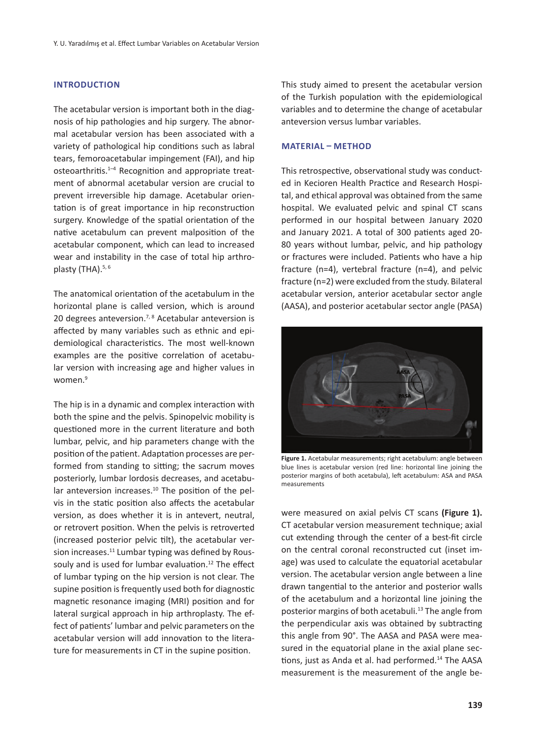## INTRODUCTION

The acetabular version is important both in the diagnosis of hip pathologies and hip surgery. The abnormal acetabular version has been associated with a variety of pathological hip conditions such as labral tears, femoroacetabular impingement (FAI), and hip osteoarthritis.[1–4] Recognition and appropriate treatment of abnormal acetabular version are crucial to prevent irreversible hip damage. Acetabular orientation is of great importance in hip reconstruction surgery. Knowledge of the spatial orientation of the native acetabulum can prevent malposition of the acetabular component, which can lead to increased wear and instability in the case of total hip arthroplasty (THA).[5, 6]

The anatomical orientation of the acetabulum in the horizontal plane is called version, which is around 20 degrees anteversion.[7, 8] Acetabular anteversion is affected by many variables such as ethnic and epidemiological characteristics. The most well-known examples are the positive correlation of acetabular version with increasing age and higher values in women.[9]

The hip is in a dynamic and complex interaction with both the spine and the pelvis. Spinopelvic mobility is questioned more in the current literature and both lumbar, pelvic, and hip parameters change with the position of the patient. Adaptation processes are performed from standing to sitting; the sacrum moves posteriorly, lumbar lordosis decreases, and acetabular anteversion increases.[10] The position of the pelvis in the static position also affects the acetabular version, as does whether it is in antevert, neutral, or retrovert position. When the pelvis is retroverted (increased posterior pelvic tilt), the acetabular version increases.[11] Lumbar typing was defined by Roussouly and is used for lumbar evaluation.[12] The effect of lumbar typing on the hip version is not clear. The supine position is frequently used both for diagnostic magnetic resonance imaging (MRI) position and for lateral surgical approach in hip arthroplasty. The effect of patients' lumbar and pelvic parameters on the acetabular version will add innovation to the literature for measurements in CT in the supine position.

This study aimed to present the acetabular version of the Turkish population with the epidemiological variables and to determine the change of acetabular anteversion versus lumbar variables.

## MATERIAL – METHOD

This retrospective, observational study was conducted in Kecioren Health Practice and Research Hospital, and ethical approval was obtained from the same hospital. We evaluated pelvic and spinal CT scans performed in our hospital between January 2020 and January 2021. A total of 300 patients aged 20-80 years without lumbar, pelvic, and hip pathology or fractures were included. Patients who have a hip fracture (n=4), vertebral fracture (n=4), and pelvic fracture (n=2) were excluded from the study. Bilateral acetabular version, anterior acetabular sector angle (AASA), and posterior acetabular sector angle (PASA)

**Figure 1.** Acetabular measurements; right acetabulum: angle between blue lines is acetabular version (red line: horizontal line joining the posterior margins of both acetabula), left acetabulum: ASA and PASA measurements

were measured on axial pelvis CT scans **(Figure 1).** CT acetabular version measurement technique; axial cut extending through the center of a best-fit circle on the central coronal reconstructed cut (inset image) was used to calculate the equatorial acetabular version. The acetabular version angle between a line drawn tangential to the anterior and posterior walls of the acetabulum and a horizontal line joining the posterior margins of both acetabuli.[13] The angle from the perpendicular axis was obtained by subtracting this angle from 90°. The AASA and PASA were measured in the equatorial plane in the axial plane sections, just as Anda et al. had performed.[14] The AASA measurement is the measurement of the angle be-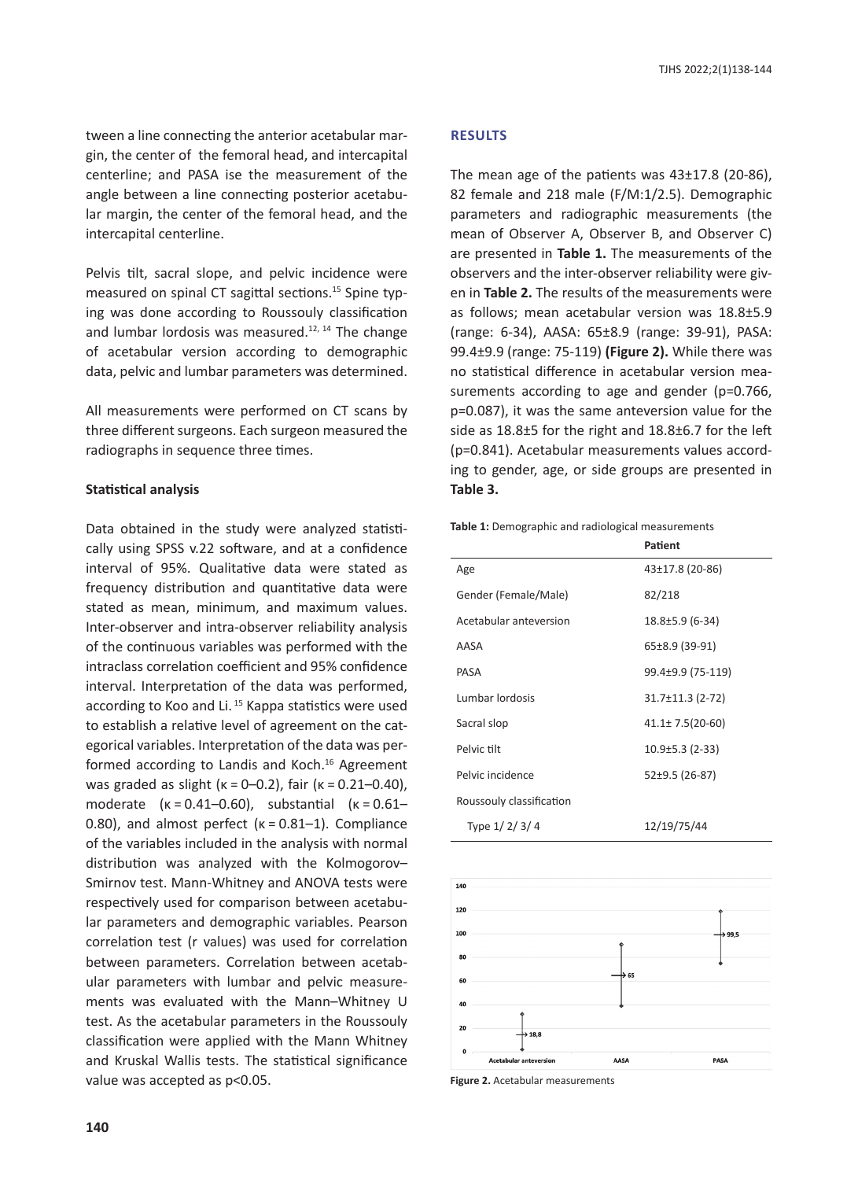tween a line connecting the anterior acetabular margin, the center of the femoral head, and intercapital centerline; and PASA ise the measurement of the angle between a line connecting posterior acetabular margin, the center of the femoral head, and the intercapital centerline.

Pelvis tilt, sacral slope, and pelvic incidence were measured on spinal CT sagittal sections.[15] Spine typing was done according to Roussouly classification and lumbar lordosis was measured.[12, 14] The change of acetabular version according to demographic data, pelvic and lumbar parameters was determined.

All measurements were performed on CT scans by three different surgeons. Each surgeon measured the radiographs in sequence three times.

### Statistical analysis

Data obtained in the study were analyzed statistically using SPSS v.22 software, and at a confidence interval of 95%. Qualitative data were stated as frequency distribution and quantitative data were stated as mean, minimum, and maximum values. Inter-observer and intra-observer reliability analysis of the continuous variables was performed with the intraclass correlation coefficient and 95% confidence interval. Interpretation of the data was performed, according to Koo and Li.[15] Kappa statistics were used to establish a relative level of agreement on the categorical variables. Interpretation of the data was performed according to Landis and Koch.[16] Agreement was graded as slight ($\kappa$ = 0–0.2), fair ($\kappa$ = 0.21–0.40), moderate ($\kappa$ = 0.41–0.60), substantial ($\kappa$ = 0.61–0.80), and almost perfect ($\kappa$ = 0.81–1). Compliance of the variables included in the analysis with normal distribution was analyzed with the Kolmogorov–Smirnov test. Mann-Whitney and ANOVA tests were respectively used for comparison between acetabular parameters and demographic variables. Pearson correlation test (r values) was used for correlation between parameters. Correlation between acetabular parameters with lumbar and pelvic measurements was evaluated with the Mann–Whitney U test. As the acetabular parameters in the Roussouly classification were applied with the Mann Whitney and Kruskal Wallis tests. The statistical significance value was accepted as $p<0.05$.

## RESULTS

The mean age of the patients was 43±17.8 (20-86), 82 female and 218 male (F/M:1/2.5). Demographic parameters and radiographic measurements (the mean of Observer A, Observer B, and Observer C) are presented in **Table 1.** The measurements of the observers and the inter-observer reliability were given in **Table 2.** The results of the measurements were as follows; mean acetabular version was 18.8±5.9 (range: 6-34), AASA: 65±8.9 (range: 39-91), PASA: 99.4±9.9 (range: 75-119) **(Figure 2).** While there was no statistical difference in acetabular version measurements according to age and gender (p=0.766, p=0.087), it was the same anteversion value for the side as 18.8±5 for the right and 18.8±6.7 for the left (p=0.841). Acetabular measurements values according to gender, age, or side groups are presented in **Table 3.**

**Table 1:** Demographic and radiological measurements

| | Patient |
|---|---|
| Age | 43±17.8 (20-86) |
| Gender (Female/Male) | 82/218 |
| Acetabular anteversion | 18.8±5.9 (6-34) |
| AASA | 65±8.9 (39-91) |
| PASA | 99.4±9.9 (75-119) |
| Lumbar lordosis | 31.7±11.3 (2-72) |
| Sacral slop | 41.1± 7.5(20-60) |
| Pelvic tilt | 10.9±5.3 (2-33) |
| Pelvic incidence | 52±9.5 (26-87) |
| Roussouly classification | |
| Type 1/ 2/ 3/ 4 | 12/19/75/44 |

**Figure 2.** Acetabular measurements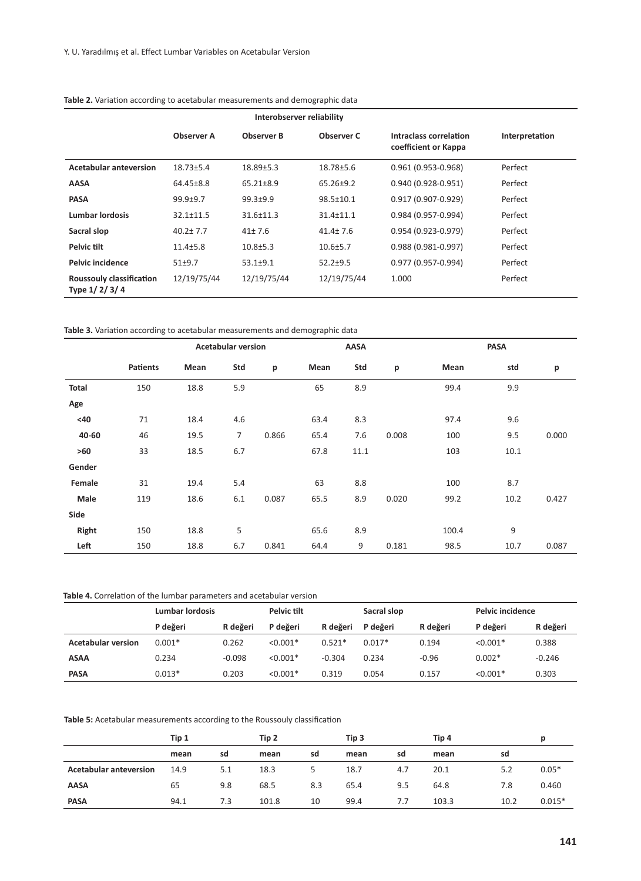**Table 2.** Variation according to acetabular measurements and demographic data

| Interobserver reliability | | | | | |
|---|---|---|---|---|---|
| | **Observer A** | **Observer B** | **Observer C** | **Intraclass correlation coefficient or Kappa** | **Interpretation** |
| **Acetabular anteversion** | 18.73±5.4 | 18.89±5.3 | 18.78±5.6 | 0.961 (0.953-0.968) | Perfect |
| **AASA** | 64.45±8.8 | 65.21±8.9 | 65.26±9.2 | 0.940 (0.928-0.951) | Perfect |
| **PASA** | 99.9±9.7 | 99.3±9.9 | 98.5±10.1 | 0.917 (0.907-0.929) | Perfect |
| **Lumbar lordosis** | 32.1±11.5 | 31.6±11.3 | 31.4±11.1 | 0.984 (0.957-0.994) | Perfect |
| **Sacral slop** | 40.2± 7.7 | 41± 7.6 | 41.4± 7.6 | 0.954 (0.923-0.979) | Perfect |
| **Pelvic tilt** | 11.4±5.8 | 10.8±5.3 | 10.6±5.7 | 0.988 (0.981-0.997) | Perfect |
| **Pelvic incidence** | 51±9.7 | 53.1±9.1 | 52.2±9.5 | 0.977 (0.957-0.994) | Perfect |
| **Roussouly classification Type 1/ 2/ 3/ 4** | 12/19/75/44 | 12/19/75/44 | 12/19/75/44 | 1.000 | Perfect |

**Table 3.** Variation according to acetabular measurements and demographic data

| | | Acetabular version | | | AASA | | | PASA | | |
|---|---|---|---|---|---|---|---|---|---|---|
| | **Patients** | **Mean** | **Std** | **p** | **Mean** | **Std** | **p** | **Mean** | **std** | **p** |
| **Total** | 150 | 18.8 | 5.9 | | 65 | 8.9 | | 99.4 | 9.9 | |
| **Age** | | | | | | | | | | |
| **<40** | 71 | 18.4 | 4.6 | | 63.4 | 8.3 | | 97.4 | 9.6 | |
| **40-60** | 46 | 19.5 | 7 | 0.866 | 65.4 | 7.6 | 0.008 | 100 | 9.5 | 0.000 |
| **>60** | 33 | 18.5 | 6.7 | | 67.8 | 11.1 | | 103 | 10.1 | |
| **Gender** | | | | | | | | | | |
| **Female** | 31 | 19.4 | 5.4 | | 63 | 8.8 | | 100 | 8.7 | |
| **Male** | 119 | 18.6 | 6.1 | 0.087 | 65.5 | 8.9 | 0.020 | 99.2 | 10.2 | 0.427 |
| **Side** | | | | | | | | | | |
| **Right** | 150 | 18.8 | 5 | | 65.6 | 8.9 | | 100.4 | 9 | |
| **Left** | 150 | 18.8 | 6.7 | 0.841 | 64.4 | 9 | 0.181 | 98.5 | 10.7 | 0.087 |

**Table 4.** Correlation of the lumbar parameters and acetabular version

| | Lumbar lordosis | | Pelvic tilt | | Sacral slop | | Pelvic incidence | |
|---|---|---|---|---|---|---|---|---|
| | **P değeri** | **R değeri** | **P değeri** | **R değeri** | **P değeri** | **R değeri** | **P değeri** | **R değeri** |
| **Acetabular version** | 0.001* | 0.262 | <0.001* | 0.521* | 0.017* | 0.194 | <0.001* | 0.388 |
| **ASAA** | 0.234 | -0.098 | <0.001* | -0.304 | 0.234 | -0.96 | 0.002* | -0.246 |
| **PASA** | 0.013* | 0.203 | <0.001* | 0.319 | 0.054 | 0.157 | <0.001* | 0.303 |

**Table 5:** Acetabular measurements according to the Roussouly classification

| | Tip 1 | | Tip 2 | | Tip 3 | | Tip 4 | | p |
|---|---|---|---|---|---|---|---|---|---|
| | **mean** | **sd** | **mean** | **sd** | **mean** | **sd** | **mean** | **sd** | |
| **Acetabular anteversion** | 14.9 | 5.1 | 18.3 | 5 | 18.7 | 4.7 | 20.1 | 5.2 | 0.05* |
| **AASA** | 65 | 9.8 | 68.5 | 8.3 | 65.4 | 9.5 | 64.8 | 7.8 | 0.460 |
| **PASA** | 94.1 | 7.3 | 101.8 | 10 | 99.4 | 7.7 | 103.3 | 10.2 | 0.015* |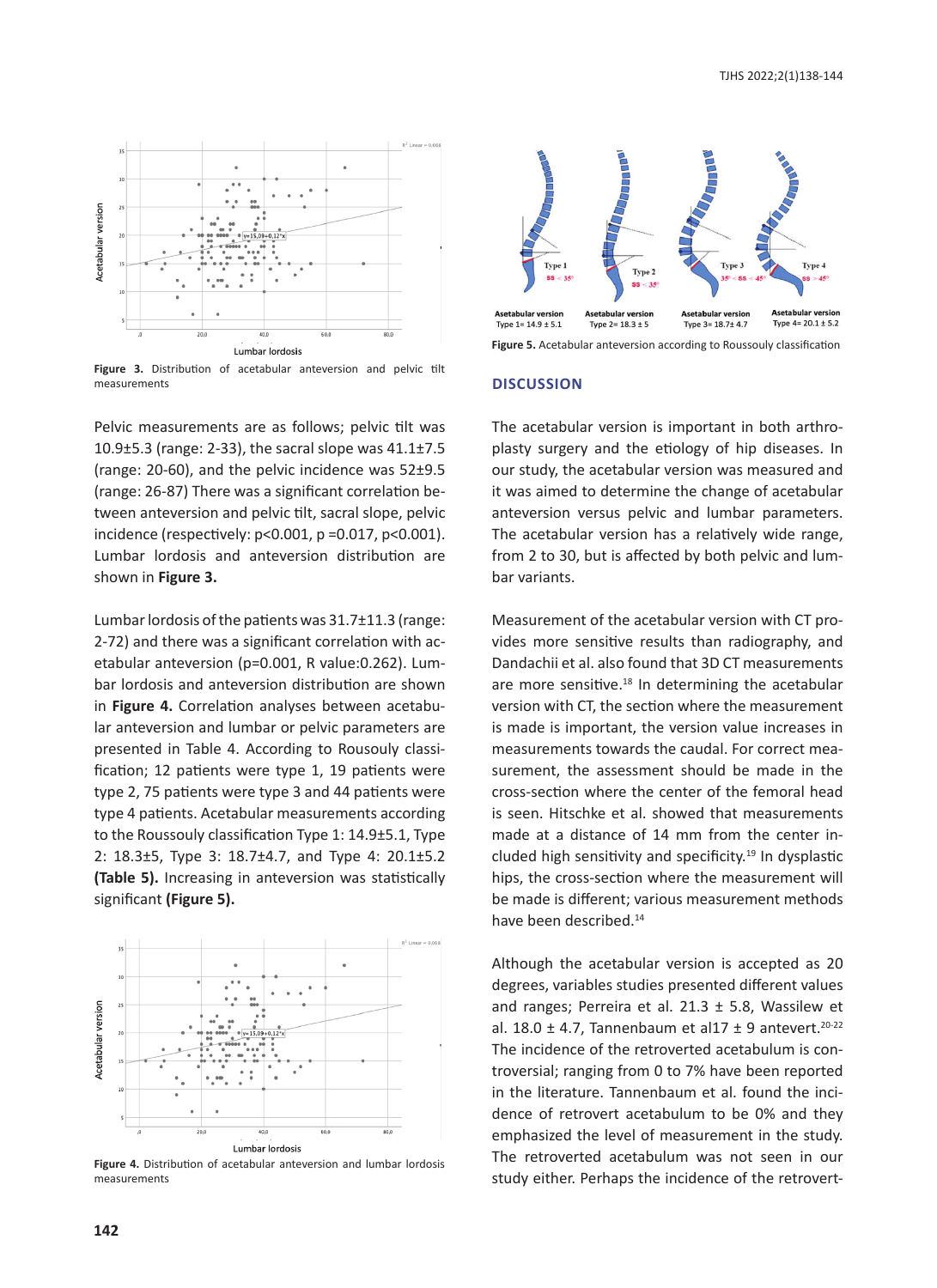Figure 3. Distribution of acetabular anteversion and pelvic tilt measurements

Pelvic measurements are as follows; pelvic tilt was 10.9±5.3 (range: 2-33), the sacral slope was 41.1±7.5 (range: 20-60), and the pelvic incidence was 52±9.5 (range: 26-87) There was a significant correlation between anteversion and pelvic tilt, sacral slope, pelvic incidence (respectively: p<0.001, p =0.017, p<0.001). Lumbar lordosis and anteversion distribution are shown in **Figure 3.**

Lumbar lordosis of the patients was 31.7±11.3 (range: 2-72) and there was a significant correlation with acetabular anteversion (p=0.001, R value:0.262). Lumbar lordosis and anteversion distribution are shown in **Figure 4.** Correlation analyses between acetabular anteversion and lumbar or pelvic parameters are presented in Table 4. According to Rousouly classification; 12 patients were type 1, 19 patients were type 2, 75 patients were type 3 and 44 patients were type 4 patients. Acetabular measurements according to the Roussouly classification Type 1: 14.9±5.1, Type 2: 18.3±5, Type 3: 18.7±4.7, and Type 4: 20.1±5.2 **(Table 5).** Increasing in anteversion was statistically significant **(Figure 5).**

Figure 4. Distribution of acetabular anteversion and lumbar lordosis measurements

Figure 5. Acetabular anteversion according to Roussouly classification

## DISCUSSION

The acetabular version is important in both arthroplasty surgery and the etiology of hip diseases. In our study, the acetabular version was measured and it was aimed to determine the change of acetabular anteversion versus pelvic and lumbar parameters. The acetabular version has a relatively wide range, from 2 to 30, but is affected by both pelvic and lumbar variants.

Measurement of the acetabular version with CT provides more sensitive results than radiography, and Dandachii et al. also found that 3D CT measurements are more sensitive.[18] In determining the acetabular version with CT, the section where the measurement is made is important, the version value increases in measurements towards the caudal. For correct measurement, the assessment should be made in the cross-section where the center of the femoral head is seen. Hitschke et al. showed that measurements made at a distance of 14 mm from the center included high sensitivity and specificity.[19] In dysplastic hips, the cross-section where the measurement will be made is different; various measurement methods have been described.[14]

Although the acetabular version is accepted as 20 degrees, variables studies presented different values and ranges; Perreira et al. 21.3 ± 5.8, Wassilew et al. 18.0 ± 4.7, Tannenbaum et al17 ± 9 antevert.[20-22] The incidence of the retroverted acetabulum is controversial; ranging from 0 to 7% have been reported in the literature. Tannenbaum et al. found the incidence of retrovert acetabulum to be 0% and they emphasized the level of measurement in the study. The retroverted acetabulum was not seen in our study either. Perhaps the incidence of the retrovert-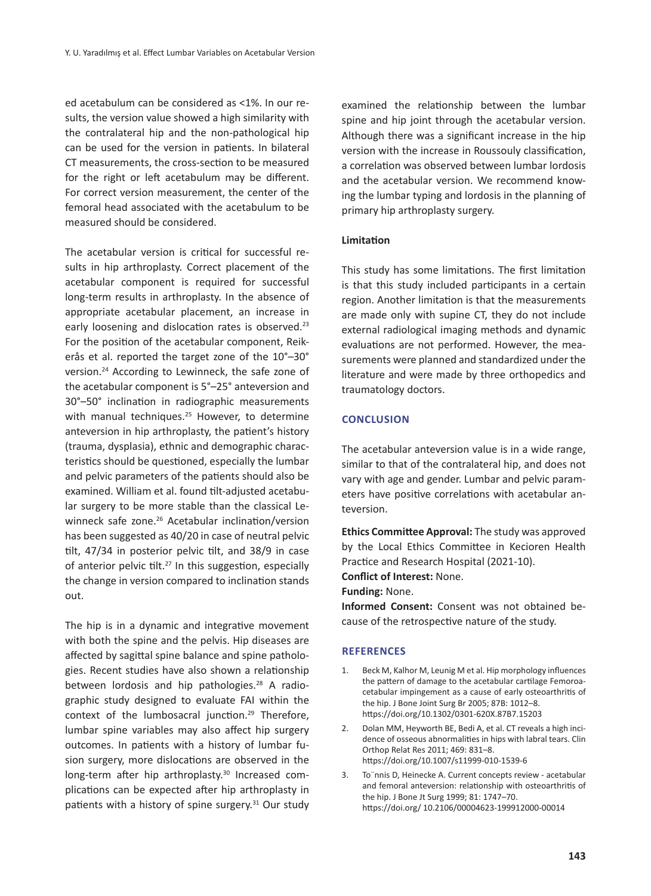ed acetabulum can be considered as <1%. In our results, the version value showed a high similarity with the contralateral hip and the non-pathological hip can be used for the version in patients. In bilateral CT measurements, the cross-section to be measured for the right or left acetabulum may be different. For correct version measurement, the center of the femoral head associated with the acetabulum to be measured should be considered.

The acetabular version is critical for successful results in hip arthroplasty. Correct placement of the acetabular component is required for successful long-term results in arthroplasty. In the absence of appropriate acetabular placement, an increase in early loosening and dislocation rates is observed.[23] For the position of the acetabular component, Reikerås et al. reported the target zone of the 10°–30° version.[24] According to Lewinneck, the safe zone of the acetabular component is 5°–25° anteversion and 30°–50° inclination in radiographic measurements with manual techniques.[25] However, to determine anteversion in hip arthroplasty, the patient's history (trauma, dysplasia), ethnic and demographic characteristics should be questioned, especially the lumbar and pelvic parameters of the patients should also be examined. William et al. found tilt-adjusted acetabular surgery to be more stable than the classical Lewinneck safe zone.[26] Acetabular inclination/version has been suggested as 40/20 in case of neutral pelvic tilt, 47/34 in posterior pelvic tilt, and 38/9 in case of anterior pelvic tilt.[27] In this suggestion, especially the change in version compared to inclination stands out.

The hip is in a dynamic and integrative movement with both the spine and the pelvis. Hip diseases are affected by sagittal spine balance and spine pathologies. Recent studies have also shown a relationship between lordosis and hip pathologies.[28] A radiographic study designed to evaluate FAI within the context of the lumbosacral junction.[29] Therefore, lumbar spine variables may also affect hip surgery outcomes. In patients with a history of lumbar fusion surgery, more dislocations are observed in the long-term after hip arthroplasty.[30] Increased complications can be expected after hip arthroplasty in patients with a history of spine surgery.[31] Our study examined the relationship between the lumbar spine and hip joint through the acetabular version. Although there was a significant increase in the hip version with the increase in Roussouly classification, a correlation was observed between lumbar lordosis and the acetabular version. We recommend knowing the lumbar typing and lordosis in the planning of primary hip arthroplasty surgery.

**Limitation**

This study has some limitations. The first limitation is that this study included participants in a certain region. Another limitation is that the measurements are made only with supine CT, they do not include external radiological imaging methods and dynamic evaluations are not performed. However, the measurements were planned and standardized under the literature and were made by three orthopedics and traumatology doctors.

## CONCLUSION

The acetabular anteversion value is in a wide range, similar to that of the contralateral hip, and does not vary with age and gender. Lumbar and pelvic parameters have positive correlations with acetabular anteversion.

**Ethics Committee Approval:** The study was approved by the Local Ethics Committee in Kecioren Health Practice and Research Hospital (2021-10).

**Conflict of Interest:** None.

**Funding:** None.

**Informed Consent:** Consent was not obtained because of the retrospective nature of the study.

## REFERENCES

1. Beck M, Kalhor M, Leunig M et al. Hip morphology influences the pattern of damage to the acetabular cartilage Femoroacetabular impingement as a cause of early osteoarthritis of the hip. J Bone Joint Surg Br 2005; 87B: 1012–8. https://doi.org/10.1302/0301-620X.87B7.15203
2. Dolan MM, Heyworth BE, Bedi A, et al. CT reveals a high incidence of osseous abnormalities in hips with labral tears. Clin Orthop Relat Res 2011; 469: 831–8. https://doi.org/10.1007/s11999-010-1539-6
3. To¨nnis D, Heinecke A. Current concepts review - acetabular and femoral anteversion: relationship with osteoarthritis of the hip. J Bone Jt Surg 1999; 81: 1747–70. https://doi.org/ 10.2106/00004623-199912000-00014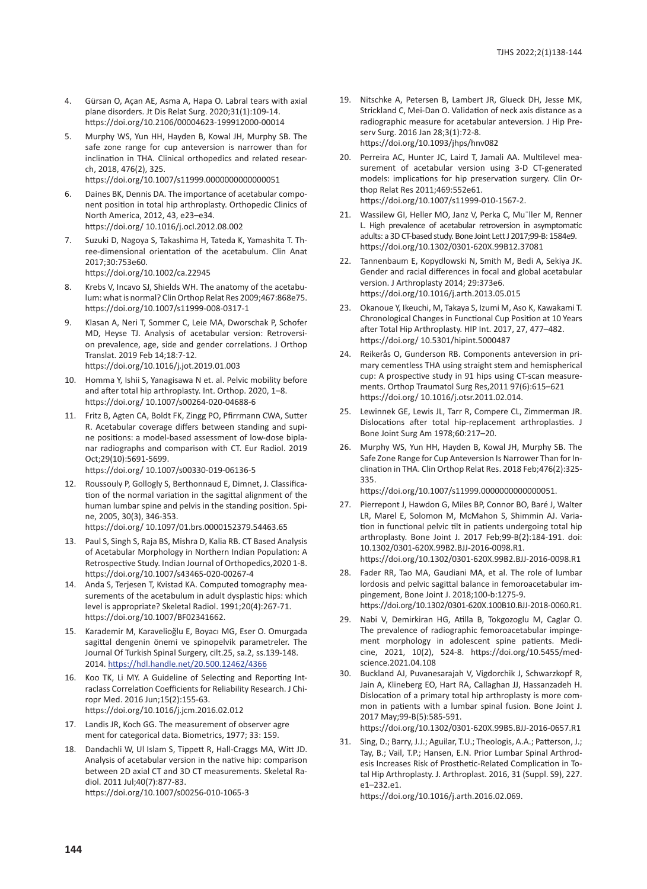4. Gürsan O, Açan AE, Asma A, Hapa O. Labral tears with axial plane disorders. Jt Dis Relat Surg. 2020;31(1):109-14. https://doi.org/10.2106/00004623-199912000-00014
5. Murphy WS, Yun HH, Hayden B, Kowal JH, Murphy SB. The safe zone range for cup anteversion is narrower than for inclination in THA. Clinical orthopedics and related research, 2018, 476(2), 325. https://doi.org/10.1007/s11999.0000000000000051
6. Daines BK, Dennis DA. The importance of acetabular component position in total hip arthroplasty. Orthopedic Clinics of North America, 2012, 43, e23–e34. https://doi.org/ 10.1016/j.ocl.2012.08.002
7. Suzuki D, Nagoya S, Takashima H, Tateda K, Yamashita T. Three-dimensional orientation of the acetabulum. Clin Anat 2017;30:753e60. https://doi.org/10.1002/ca.22945
8. Krebs V, Incavo SJ, Shields WH. The anatomy of the acetabulum: what is normal? Clin Orthop Relat Res 2009;467:868e75. https://doi.org/10.1007/s11999-008-0317-1
9. Klasan A, Neri T, Sommer C, Leie MA, Dworschak P, Schofer MD, Heyse TJ. Analysis of acetabular version: Retroversion prevalence, age, side and gender correlations. J Orthop Translat. 2019 Feb 14;18:7-12. https://doi.org/10.1016/j.jot.2019.01.003
10. Homma Y, Ishii S, Yanagisawa N et. al. Pelvic mobility before and after total hip arthroplasty. Int. Orthop. 2020, 1–8. https://doi.org/ 10.1007/s00264-020-04688-6
11. Fritz B, Agten CA, Boldt FK, Zingg PO, Pfirrmann CWA, Sutter R. Acetabular coverage differs between standing and supine positions: a model-based assessment of low-dose biplanar radiographs and comparison with CT. Eur Radiol. 2019 Oct;29(10):5691-5699. https://doi.org/ 10.1007/s00330-019-06136-5
12. Roussouly P, Gollogly S, Berthonnaud E, Dimnet, J. Classification of the normal variation in the sagittal alignment of the human lumbar spine and pelvis in the standing position. Spine, 2005, 30(3), 346-353. https://doi.org/ 10.1097/01.brs.0000152379.54463.65
13. Paul S, Singh S, Raja BS, Mishra D, Kalia RB. CT Based Analysis of Acetabular Morphology in Northern Indian Population: A Retrospective Study. Indian Journal of Orthopedics,2020 1-8. https://doi.org/10.1007/s43465-020-00267-4
14. Anda S, Terjesen T, Kvistad KA. Computed tomography measurements of the acetabulum in adult dysplastic hips: which level is appropriate? Skeletal Radiol. 1991;20(4):267-71. https://doi.org/10.1007/BF02341662.
15. Karademir M, Karavelioğlu E, Boyacı MG, Eser O. Omurgada sagittal dengenin önemi ve spinopelvik parametreler. The Journal Of Turkish Spinal Surgery, cilt.25, sa.2, ss.139-148. 2014. https://hdl.handle.net/20.500.12462/4366
16. Koo TK, Li MY. A Guideline of Selecting and Reporting Intraclass Correlation Coefficients for Reliability Research. J Chiropr Med. 2016 Jun;15(2):155-63. https://doi.org/10.1016/j.jcm.2016.02.012
17. Landis JR, Koch GG. The measurement of observer agre ment for categorical data. Biometrics, 1977; 33: 159.
18. Dandachli W, Ul Islam S, Tippett R, Hall-Craggs MA, Witt JD. Analysis of acetabular version in the native hip: comparison between 2D axial CT and 3D CT measurements. Skeletal Radiol. 2011 Jul;40(7):877-83. https://doi.org/10.1007/s00256-010-1065-3
19. Nitschke A, Petersen B, Lambert JR, Glueck DH, Jesse MK, Strickland C, Mei-Dan O. Validation of neck axis distance as a radiographic measure for acetabular anteversion. J Hip Preserv Surg. 2016 Jan 28;3(1):72-8. https://doi.org/10.1093/jhps/hnv082
20. Perreira AC, Hunter JC, Laird T, Jamali AA. Multilevel measurement of acetabular version using 3-D CT-generated models: implications for hip preservation surgery. Clin Orthop Relat Res 2011;469:552e61. https://doi.org/10.1007/s11999-010-1567-2.
21. Wassilew GI, Heller MO, Janz V, Perka C, Mu¨ller M, Renner L. High prevalence of acetabular retroversion in asymptomatic adults: a 3D CT-based study. Bone Joint Lett J 2017;99-B: 1584e9. https://doi.org/10.1302/0301-620X.99B12.37081
22. Tannenbaum E, Kopydlowski N, Smith M, Bedi A, Sekiya JK. Gender and racial differences in focal and global acetabular version. J Arthroplasty 2014; 29:373e6. https://doi.org/10.1016/j.arth.2013.05.015
23. Okanoue Y, Ikeuchi, M, Takaya S, Izumi M, Aso K, Kawakami T. Chronological Changes in Functional Cup Position at 10 Years after Total Hip Arthroplasty. HIP Int. 2017, 27, 477–482. https://doi.org/ 10.5301/hipint.5000487
24. Reikerås O, Gunderson RB. Components anteversion in primary cementless THA using straight stem and hemispherical cup: A prospective study in 91 hips using CT-scan measurements. Orthop Traumatol Surg Res,2011 97(6):615–621 https://doi.org/ 10.1016/j.otsr.2011.02.014.
25. Lewinnek GE, Lewis JL, Tarr R, Compere CL, Zimmerman JR. Dislocations after total hip-replacement arthroplasties. J Bone Joint Surg Am 1978;60:217–20.
26. Murphy WS, Yun HH, Hayden B, Kowal JH, Murphy SB. The Safe Zone Range for Cup Anteversion Is Narrower Than for Inclination in THA. Clin Orthop Relat Res. 2018 Feb;476(2):325-335. https://doi.org/10.1007/s11999.0000000000000051.
27. Pierrepont J, Hawdon G, Miles BP, Connor BO, Baré J, Walter LR, Marel E, Solomon M, McMahon S, Shimmin AJ. Variation in functional pelvic tilt in patients undergoing total hip arthroplasty. Bone Joint J. 2017 Feb;99-B(2):184-191. doi: 10.1302/0301-620X.99B2.BJJ-2016-0098.R1. https://doi.org/10.1302/0301-620X.99B2.BJJ-2016-0098.R1
28. Fader RR, Tao MA, Gaudiani MA, et al. The role of lumbar lordosis and pelvic sagittal balance in femoroacetabular impingement, Bone Joint J. 2018;100-b:1275-9. https://doi.org/10.1302/0301-620X.100B10.BJJ-2018-0060.R1.
29. Nabi V, Demirkiran HG, Atilla B, Tokgozoglu M, Caglar O. The prevalence of radiographic femoroacetabular impingement morphology in adolescent spine patients. Medicine, 2021, 10(2), 524-8. https://doi.org/10.5455/medscience.2021.04.108
30. Buckland AJ, Puvanesarajah V, Vigdorchik J, Schwarzkopf R, Jain A, Klineberg EO, Hart RA, Callaghan JJ, Hassanzadeh H. Dislocation of a primary total hip arthroplasty is more common in patients with a lumbar spinal fusion. Bone Joint J. 2017 May;99-B(5):585-591. https://doi.org/10.1302/0301-620X.99B5.BJJ-2016-0657.R1
31. Sing, D.; Barry, J.J.; Aguilar, T.U.; Theologis, A.A.; Patterson, J.; Tay, B.; Vail, T.P.; Hansen, E.N. Prior Lumbar Spinal Arthrodesis Increases Risk of Prosthetic-Related Complication in Total Hip Arthroplasty. J. Arthroplast. 2016, 31 (Suppl. S9), 227. e1–232.e1. https://doi.org/10.1016/j.arth.2016.02.069.